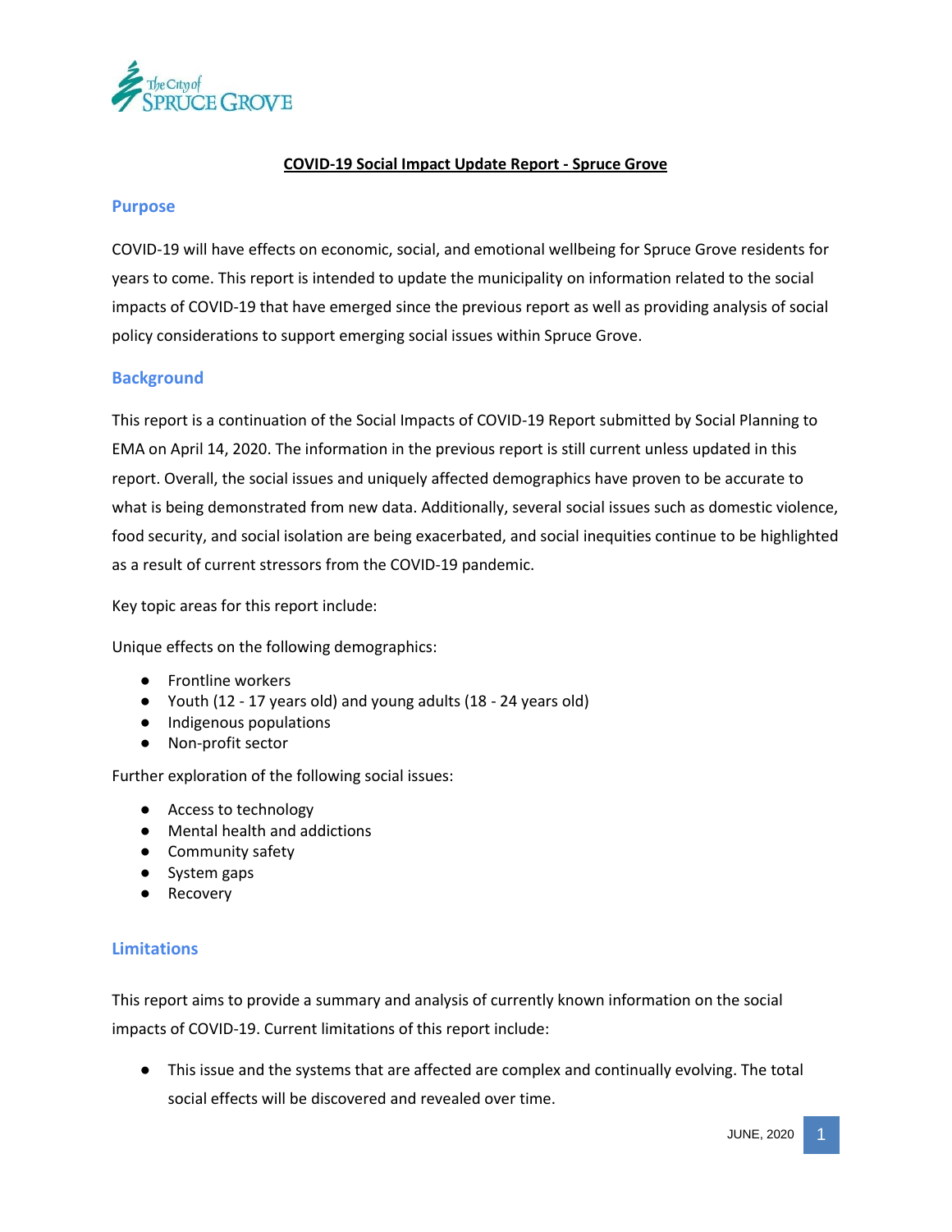# COVID-19 Social Impact Update Report - Spruce Grove

## Purpose

COVID-19 will have effects on economic, social, and emotional wellbeing for Spruce Grove residents for years to come. This report is intended to update the municipality on information related to the social impacts of COVID-19 that have emerged since the previous report as well as providing analysis of social policy considerations to support emerging social issues within Spruce Grove.

## Background

This report is a continuation of the Social Impacts of COVID-19 Report submitted by Social Planning to EMA on April 14, 2020. The information in the previous report is still current unless updated in this report. Overall, the social issues and uniquely affected demographics have proven to be accurate to what is being demonstrated from new data. Additionally, several social issues such as domestic violence, food security, and social isolation are being exacerbated, and social inequities continue to be highlighted as a result of current stressors from the COVID-19 pandemic.

Key topic areas for this report include:

Unique effects on the following demographics:

- Frontline workers
- Youth (12 - 17 years old) and young adults (18 - 24 years old)
- Indigenous populations
- Non-profit sector

Further exploration of the following social issues:

- Access to technology
- Mental health and addictions
- Community safety
- System gaps
- Recovery

## Limitations

This report aims to provide a summary and analysis of currently known information on the social impacts of COVID-19. Current limitations of this report include:

- This issue and the systems that are affected are complex and continually evolving. The total social effects will be discovered and revealed over time.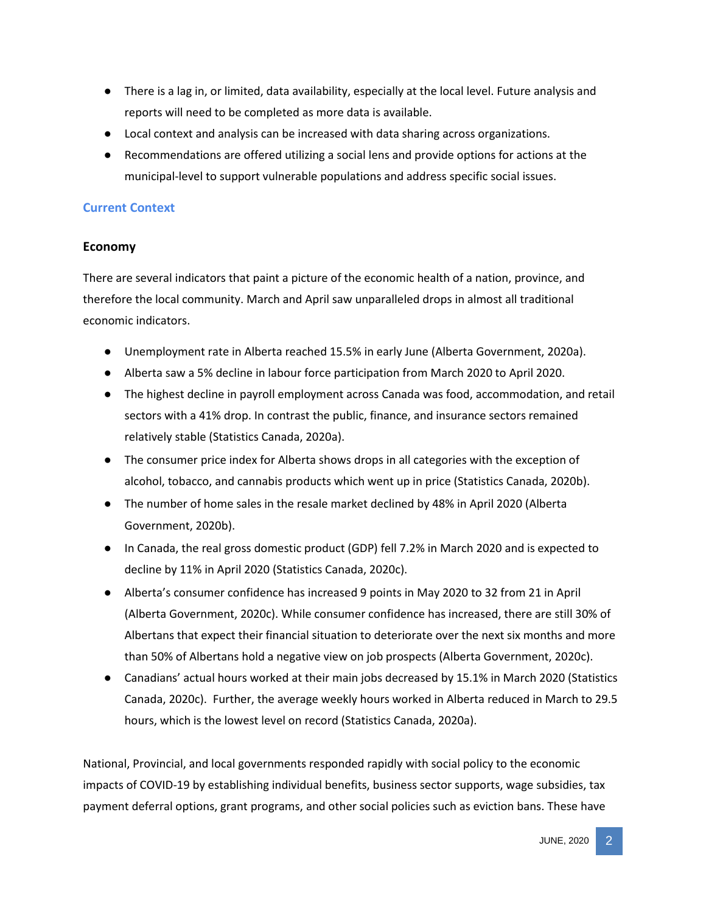- There is a lag in, or limited, data availability, especially at the local level. Future analysis and reports will need to be completed as more data is available.
- Local context and analysis can be increased with data sharing across organizations.
- Recommendations are offered utilizing a social lens and provide options for actions at the municipal-level to support vulnerable populations and address specific social issues.

## Current Context

### Economy

There are several indicators that paint a picture of the economic health of a nation, province, and therefore the local community. March and April saw unparalleled drops in almost all traditional economic indicators.

- Unemployment rate in Alberta reached 15.5% in early June (Alberta Government, 2020a).
- Alberta saw a 5% decline in labour force participation from March 2020 to April 2020.
- The highest decline in payroll employment across Canada was food, accommodation, and retail sectors with a 41% drop. In contrast the public, finance, and insurance sectors remained relatively stable (Statistics Canada, 2020a).
- The consumer price index for Alberta shows drops in all categories with the exception of alcohol, tobacco, and cannabis products which went up in price (Statistics Canada, 2020b).
- The number of home sales in the resale market declined by 48% in April 2020 (Alberta Government, 2020b).
- In Canada, the real gross domestic product (GDP) fell 7.2% in March 2020 and is expected to decline by 11% in April 2020 (Statistics Canada, 2020c).
- Alberta's consumer confidence has increased 9 points in May 2020 to 32 from 21 in April (Alberta Government, 2020c). While consumer confidence has increased, there are still 30% of Albertans that expect their financial situation to deteriorate over the next six months and more than 50% of Albertans hold a negative view on job prospects (Alberta Government, 2020c).
- Canadians' actual hours worked at their main jobs decreased by 15.1% in March 2020 (Statistics Canada, 2020c). Further, the average weekly hours worked in Alberta reduced in March to 29.5 hours, which is the lowest level on record (Statistics Canada, 2020a).

National, Provincial, and local governments responded rapidly with social policy to the economic impacts of COVID-19 by establishing individual benefits, business sector supports, wage subsidies, tax payment deferral options, grant programs, and other social policies such as eviction bans. These have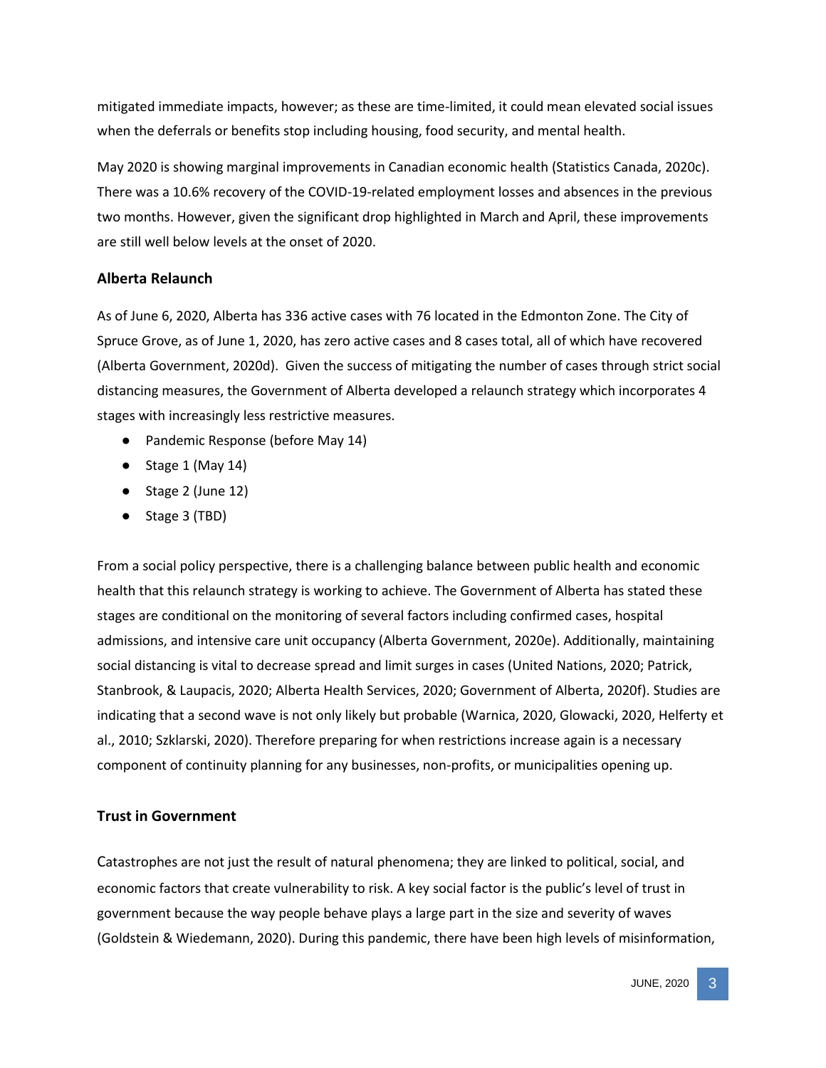mitigated immediate impacts, however; as these are time-limited, it could mean elevated social issues when the deferrals or benefits stop including housing, food security, and mental health.

May 2020 is showing marginal improvements in Canadian economic health (Statistics Canada, 2020c). There was a 10.6% recovery of the COVID-19-related employment losses and absences in the previous two months. However, given the significant drop highlighted in March and April, these improvements are still well below levels at the onset of 2020.

### Alberta Relaunch

As of June 6, 2020, Alberta has 336 active cases with 76 located in the Edmonton Zone. The City of Spruce Grove, as of June 1, 2020, has zero active cases and 8 cases total, all of which have recovered (Alberta Government, 2020d). Given the success of mitigating the number of cases through strict social distancing measures, the Government of Alberta developed a relaunch strategy which incorporates 4 stages with increasingly less restrictive measures.

- Pandemic Response (before May 14)
- Stage 1 (May 14)
- Stage 2 (June 12)
- Stage 3 (TBD)

From a social policy perspective, there is a challenging balance between public health and economic health that this relaunch strategy is working to achieve. The Government of Alberta has stated these stages are conditional on the monitoring of several factors including confirmed cases, hospital admissions, and intensive care unit occupancy (Alberta Government, 2020e). Additionally, maintaining social distancing is vital to decrease spread and limit surges in cases (United Nations, 2020; Patrick, Stanbrook, & Laupacis, 2020; Alberta Health Services, 2020; Government of Alberta, 2020f). Studies are indicating that a second wave is not only likely but probable (Warnica, 2020, Glowacki, 2020, Helferty et al., 2010; Szklarski, 2020). Therefore preparing for when restrictions increase again is a necessary component of continuity planning for any businesses, non-profits, or municipalities opening up.

### Trust in Government

Catastrophes are not just the result of natural phenomena; they are linked to political, social, and economic factors that create vulnerability to risk. A key social factor is the public's level of trust in government because the way people behave plays a large part in the size and severity of waves (Goldstein & Wiedemann, 2020). During this pandemic, there have been high levels of misinformation,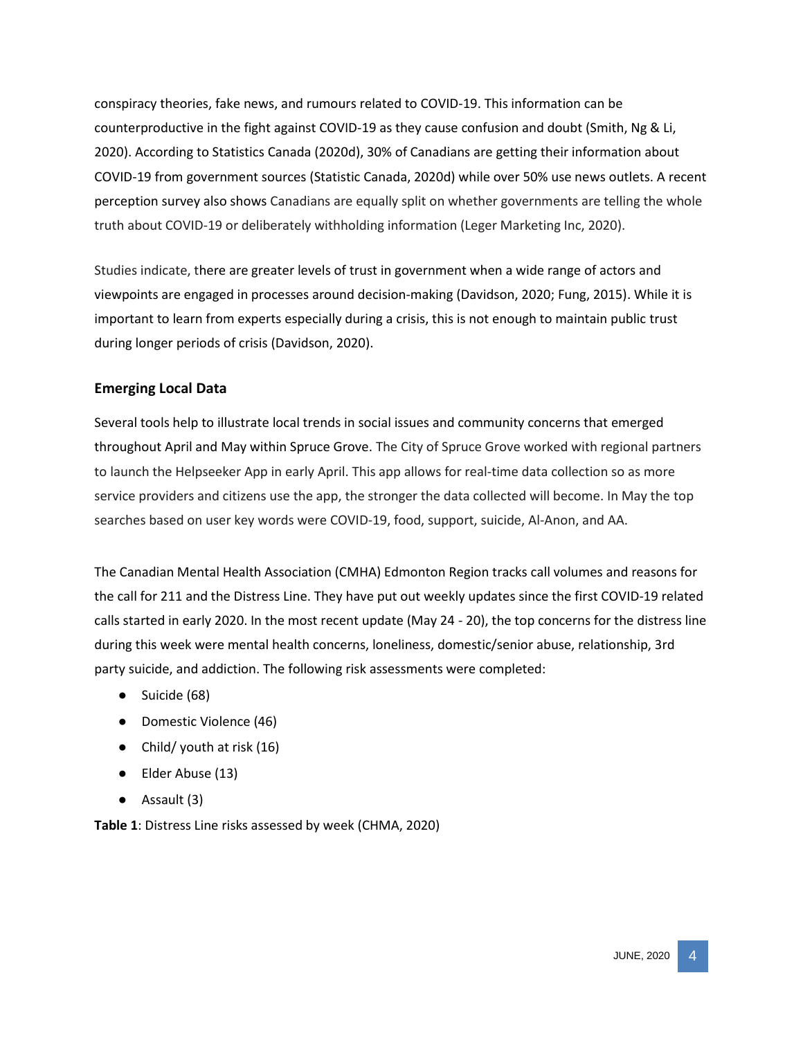conspiracy theories, fake news, and rumours related to COVID-19. This information can be counterproductive in the fight against COVID-19 as they cause confusion and doubt (Smith, Ng & Li, 2020). According to Statistics Canada (2020d), 30% of Canadians are getting their information about COVID-19 from government sources (Statistic Canada, 2020d) while over 50% use news outlets. A recent perception survey also shows Canadians are equally split on whether governments are telling the whole truth about COVID-19 or deliberately withholding information (Leger Marketing Inc, 2020).

Studies indicate, there are greater levels of trust in government when a wide range of actors and viewpoints are engaged in processes around decision-making (Davidson, 2020; Fung, 2015). While it is important to learn from experts especially during a crisis, this is not enough to maintain public trust during longer periods of crisis (Davidson, 2020).

### Emerging Local Data

Several tools help to illustrate local trends in social issues and community concerns that emerged throughout April and May within Spruce Grove. The City of Spruce Grove worked with regional partners to launch the Helpseeker App in early April. This app allows for real-time data collection so as more service providers and citizens use the app, the stronger the data collected will become. In May the top searches based on user key words were COVID-19, food, support, suicide, Al-Anon, and AA.

The Canadian Mental Health Association (CMHA) Edmonton Region tracks call volumes and reasons for the call for 211 and the Distress Line. They have put out weekly updates since the first COVID-19 related calls started in early 2020. In the most recent update (May 24 - 20), the top concerns for the distress line during this week were mental health concerns, loneliness, domestic/senior abuse, relationship, 3rd party suicide, and addiction. The following risk assessments were completed:

- Suicide (68)
- Domestic Violence (46)
- Child/ youth at risk (16)
- Elder Abuse (13)
- Assault (3)

**Table 1**: Distress Line risks assessed by week (CHMA, 2020)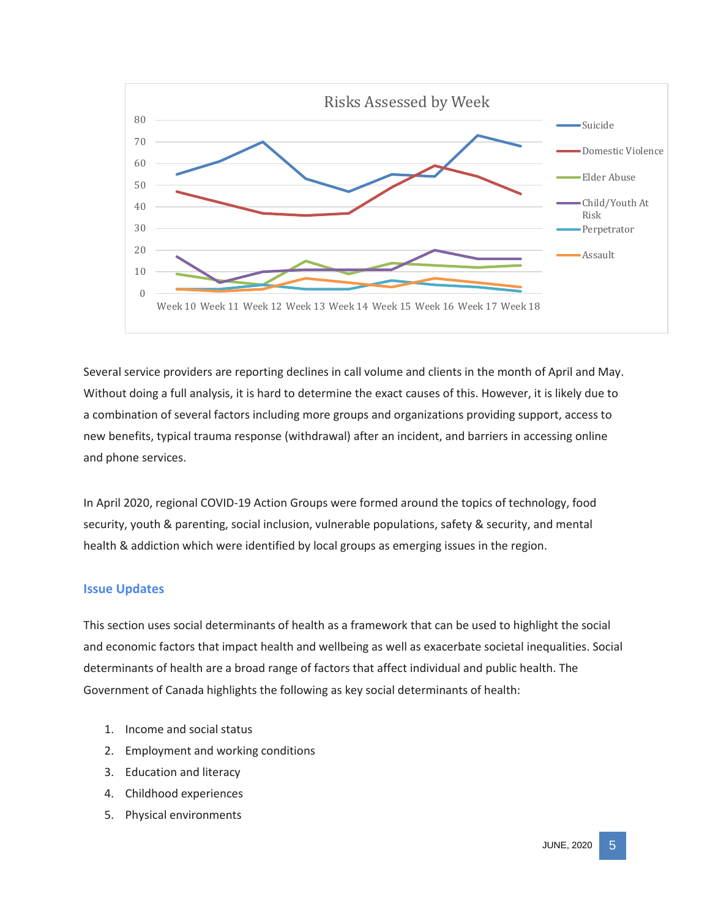Several service providers are reporting declines in call volume and clients in the month of April and May. Without doing a full analysis, it is hard to determine the exact causes of this. However, it is likely due to a combination of several factors including more groups and organizations providing support, access to new benefits, typical trauma response (withdrawal) after an incident, and barriers in accessing online and phone services.

In April 2020, regional COVID-19 Action Groups were formed around the topics of technology, food security, youth & parenting, social inclusion, vulnerable populations, safety & security, and mental health & addiction which were identified by local groups as emerging issues in the region.

## Issue Updates

This section uses social determinants of health as a framework that can be used to highlight the social and economic factors that impact health and wellbeing as well as exacerbate societal inequalities. Social determinants of health are a broad range of factors that affect individual and public health. The Government of Canada highlights the following as key social determinants of health:

1. Income and social status
2. Employment and working conditions
3. Education and literacy
4. Childhood experiences
5. Physical environments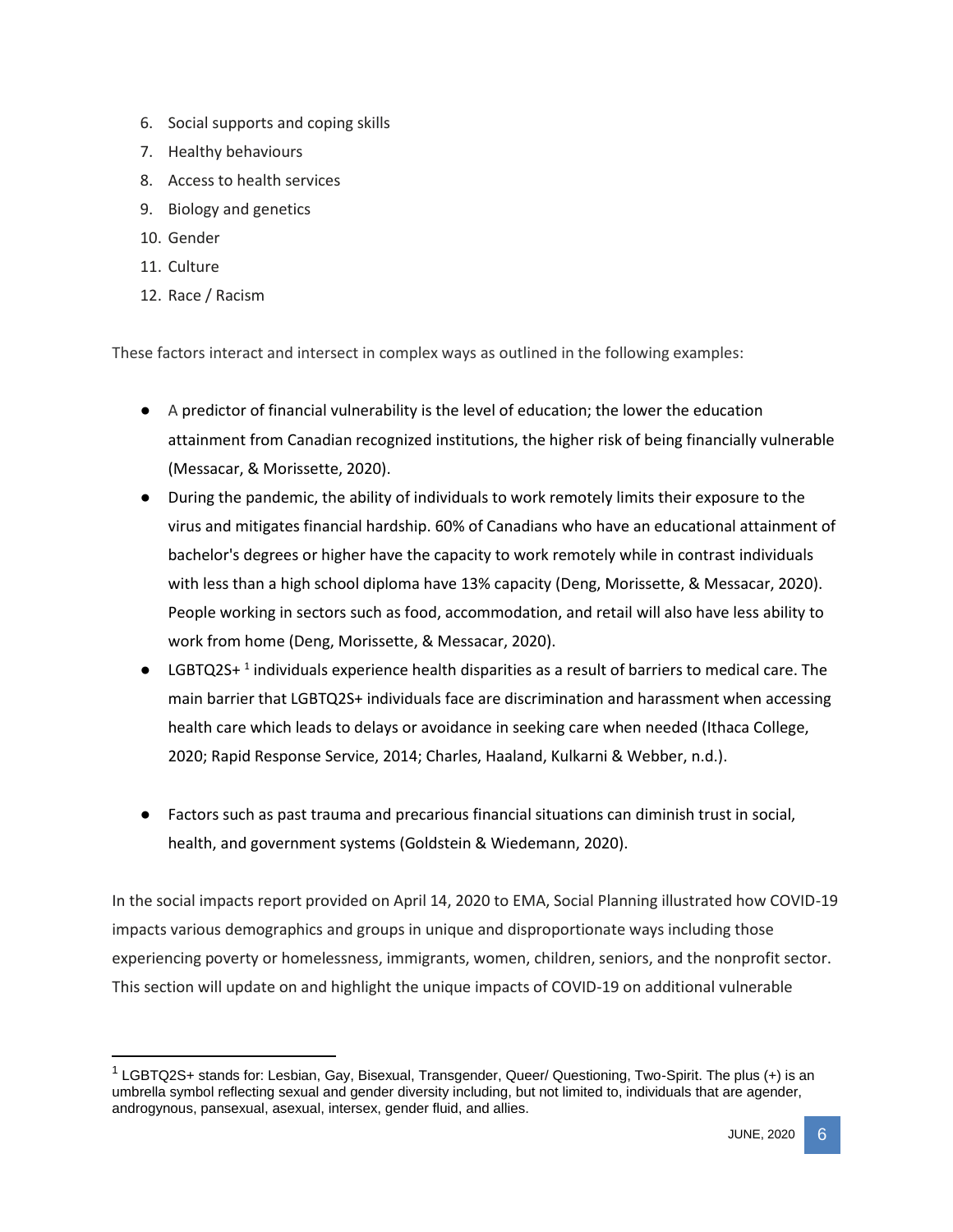6. Social supports and coping skills
7. Healthy behaviours
8. Access to health services
9. Biology and genetics
10. Gender
11. Culture
12. Race / Racism

These factors interact and intersect in complex ways as outlined in the following examples:

- A predictor of financial vulnerability is the level of education; the lower the education attainment from Canadian recognized institutions, the higher risk of being financially vulnerable (Messacar, & Morissette, 2020).
- During the pandemic, the ability of individuals to work remotely limits their exposure to the virus and mitigates financial hardship. 60% of Canadians who have an educational attainment of bachelor's degrees or higher have the capacity to work remotely while in contrast individuals with less than a high school diploma have 13% capacity (Deng, Morissette, & Messacar, 2020). People working in sectors such as food, accommodation, and retail will also have less ability to work from home (Deng, Morissette, & Messacar, 2020).
- LGBTQ2S+ [1] individuals experience health disparities as a result of barriers to medical care. The main barrier that LGBTQ2S+ individuals face are discrimination and harassment when accessing health care which leads to delays or avoidance in seeking care when needed (Ithaca College, 2020; Rapid Response Service, 2014; Charles, Haaland, Kulkarni & Webber, n.d.).
- Factors such as past trauma and precarious financial situations can diminish trust in social, health, and government systems (Goldstein & Wiedemann, 2020).

In the social impacts report provided on April 14, 2020 to EMA, Social Planning illustrated how COVID-19 impacts various demographics and groups in unique and disproportionate ways including those experiencing poverty or homelessness, immigrants, women, children, seniors, and the nonprofit sector. This section will update on and highlight the unique impacts of COVID-19 on additional vulnerable

[1] LGBTQ2S+ stands for: Lesbian, Gay, Bisexual, Transgender, Queer/ Questioning, Two-Spirit. The plus (+) is an umbrella symbol reflecting sexual and gender diversity including, but not limited to, individuals that are agender, androgynous, pansexual, asexual, intersex, gender fluid, and allies.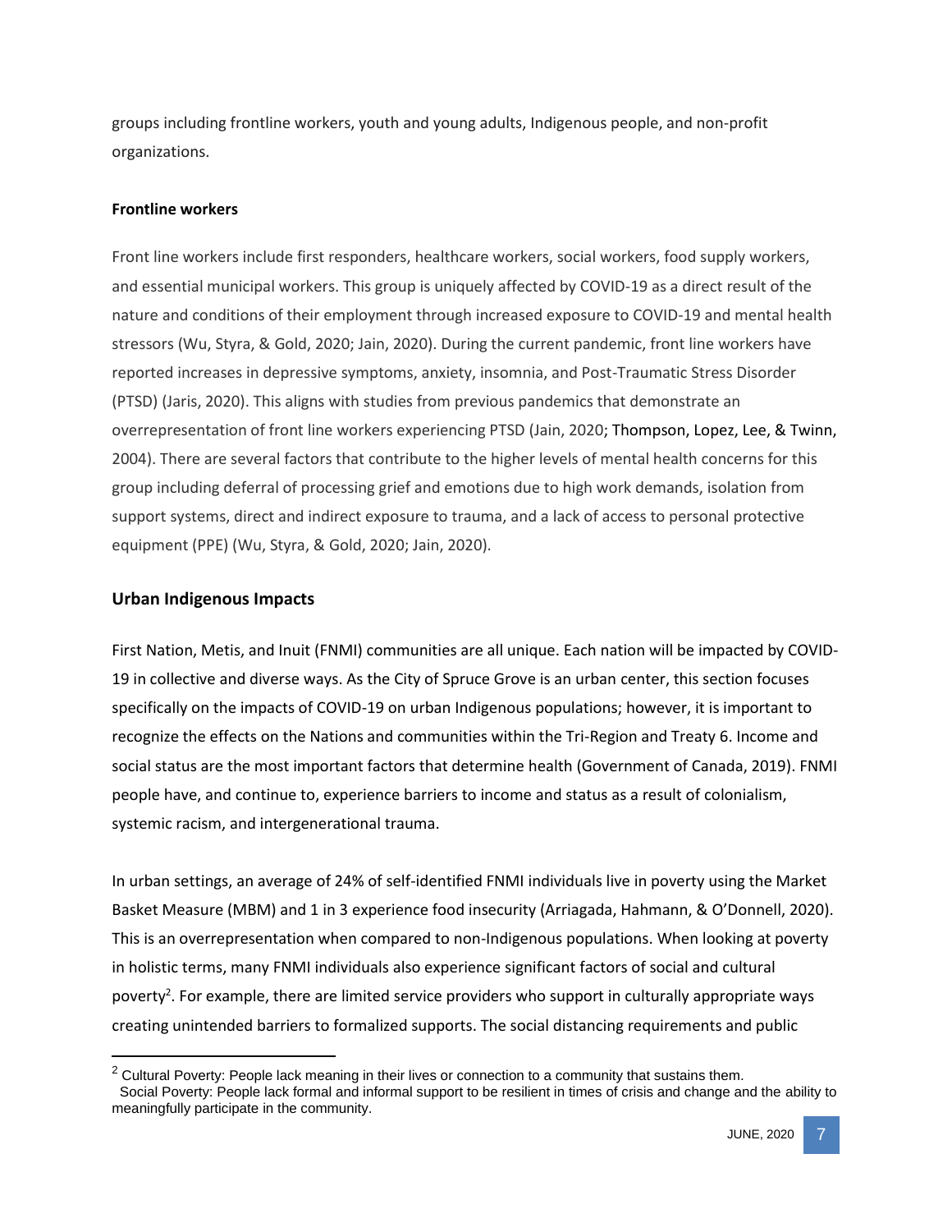groups including frontline workers, youth and young adults, Indigenous people, and non-profit organizations.

**Frontline workers**

Front line workers include first responders, healthcare workers, social workers, food supply workers, and essential municipal workers. This group is uniquely affected by COVID-19 as a direct result of the nature and conditions of their employment through increased exposure to COVID-19 and mental health stressors (Wu, Styra, & Gold, 2020; Jain, 2020). During the current pandemic, front line workers have reported increases in depressive symptoms, anxiety, insomnia, and Post-Traumatic Stress Disorder (PTSD) (Jaris, 2020). This aligns with studies from previous pandemics that demonstrate an overrepresentation of front line workers experiencing PTSD (Jain, 2020; Thompson, Lopez, Lee, & Twinn, 2004). There are several factors that contribute to the higher levels of mental health concerns for this group including deferral of processing grief and emotions due to high work demands, isolation from support systems, direct and indirect exposure to trauma, and a lack of access to personal protective equipment (PPE) (Wu, Styra, & Gold, 2020; Jain, 2020).

## Urban Indigenous Impacts

First Nation, Metis, and Inuit (FNMI) communities are all unique. Each nation will be impacted by COVID-19 in collective and diverse ways. As the City of Spruce Grove is an urban center, this section focuses specifically on the impacts of COVID-19 on urban Indigenous populations; however, it is important to recognize the effects on the Nations and communities within the Tri-Region and Treaty 6. Income and social status are the most important factors that determine health (Government of Canada, 2019). FNMI people have, and continue to, experience barriers to income and status as a result of colonialism, systemic racism, and intergenerational trauma.

In urban settings, an average of 24% of self-identified FNMI individuals live in poverty using the Market Basket Measure (MBM) and 1 in 3 experience food insecurity (Arriagada, Hahmann, & O'Donnell, 2020). This is an overrepresentation when compared to non-Indigenous populations. When looking at poverty in holistic terms, many FNMI individuals also experience significant factors of social and cultural poverty[2]. For example, there are limited service providers who support in culturally appropriate ways creating unintended barriers to formalized supports. The social distancing requirements and public

[2] Cultural Poverty: People lack meaning in their lives or connection to a community that sustains them.
Social Poverty: People lack formal and informal support to be resilient in times of crisis and change and the ability to meaningfully participate in the community.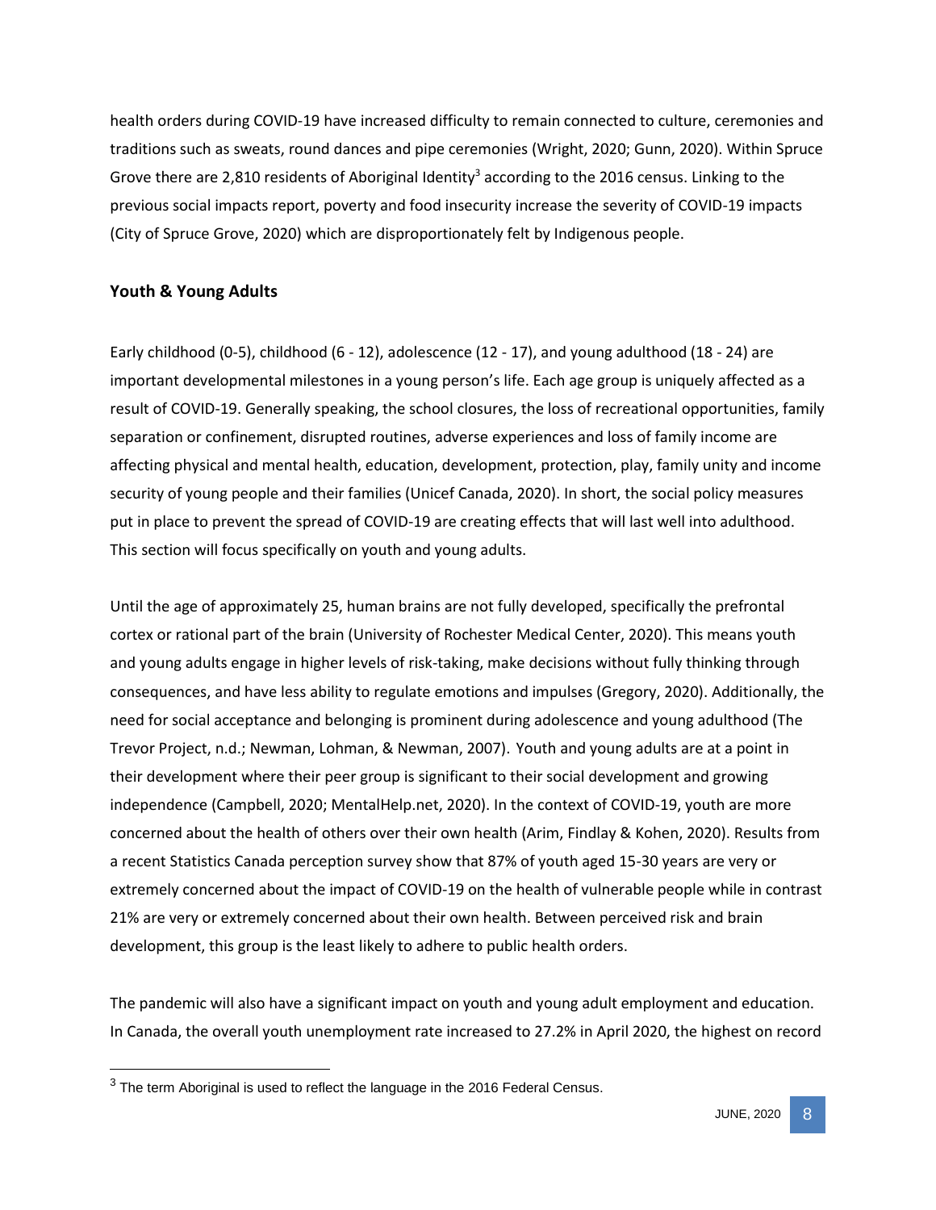health orders during COVID-19 have increased difficulty to remain connected to culture, ceremonies and traditions such as sweats, round dances and pipe ceremonies (Wright, 2020; Gunn, 2020). Within Spruce Grove there are 2,810 residents of Aboriginal Identity[3] according to the 2016 census. Linking to the previous social impacts report, poverty and food insecurity increase the severity of COVID-19 impacts (City of Spruce Grove, 2020) which are disproportionately felt by Indigenous people.

## Youth & Young Adults

Early childhood (0-5), childhood (6 - 12), adolescence (12 - 17), and young adulthood (18 - 24) are important developmental milestones in a young person's life. Each age group is uniquely affected as a result of COVID-19. Generally speaking, the school closures, the loss of recreational opportunities, family separation or confinement, disrupted routines, adverse experiences and loss of family income are affecting physical and mental health, education, development, protection, play, family unity and income security of young people and their families (Unicef Canada, 2020). In short, the social policy measures put in place to prevent the spread of COVID-19 are creating effects that will last well into adulthood. This section will focus specifically on youth and young adults.

Until the age of approximately 25, human brains are not fully developed, specifically the prefrontal cortex or rational part of the brain (University of Rochester Medical Center, 2020). This means youth and young adults engage in higher levels of risk-taking, make decisions without fully thinking through consequences, and have less ability to regulate emotions and impulses (Gregory, 2020). Additionally, the need for social acceptance and belonging is prominent during adolescence and young adulthood (The Trevor Project, n.d.; Newman, Lohman, & Newman, 2007). Youth and young adults are at a point in their development where their peer group is significant to their social development and growing independence (Campbell, 2020; MentalHelp.net, 2020). In the context of COVID-19, youth are more concerned about the health of others over their own health (Arim, Findlay & Kohen, 2020). Results from a recent Statistics Canada perception survey show that 87% of youth aged 15-30 years are very or extremely concerned about the impact of COVID-19 on the health of vulnerable people while in contrast 21% are very or extremely concerned about their own health. Between perceived risk and brain development, this group is the least likely to adhere to public health orders.

The pandemic will also have a significant impact on youth and young adult employment and education. In Canada, the overall youth unemployment rate increased to 27.2% in April 2020, the highest on record

[3] The term Aboriginal is used to reflect the language in the 2016 Federal Census.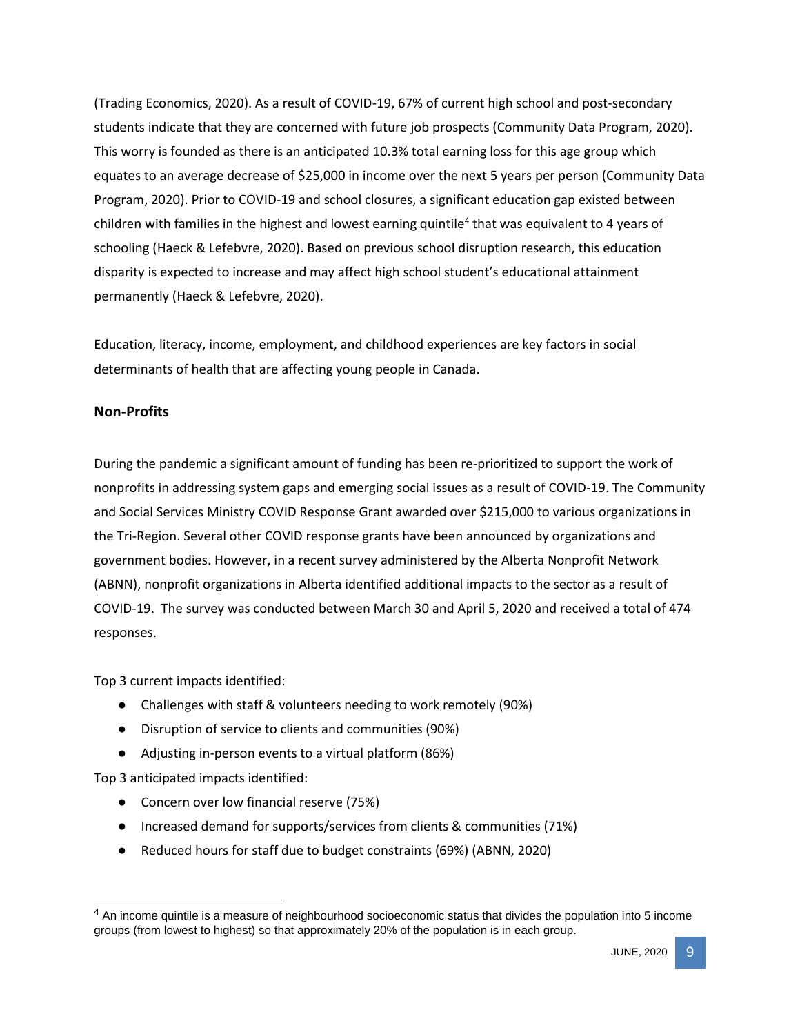(Trading Economics, 2020). As a result of COVID-19, 67% of current high school and post-secondary students indicate that they are concerned with future job prospects (Community Data Program, 2020). This worry is founded as there is an anticipated 10.3% total earning loss for this age group which equates to an average decrease of $25,000 in income over the next 5 years per person (Community Data Program, 2020). Prior to COVID-19 and school closures, a significant education gap existed between children with families in the highest and lowest earning quintile[4] that was equivalent to 4 years of schooling (Haeck & Lefebvre, 2020). Based on previous school disruption research, this education disparity is expected to increase and may affect high school student's educational attainment permanently (Haeck & Lefebvre, 2020).

Education, literacy, income, employment, and childhood experiences are key factors in social determinants of health that are affecting young people in Canada.

**Non-Profits**

During the pandemic a significant amount of funding has been re-prioritized to support the work of nonprofits in addressing system gaps and emerging social issues as a result of COVID-19. The Community and Social Services Ministry COVID Response Grant awarded over $215,000 to various organizations in the Tri-Region. Several other COVID response grants have been announced by organizations and government bodies. However, in a recent survey administered by the Alberta Nonprofit Network (ABNN), nonprofit organizations in Alberta identified additional impacts to the sector as a result of COVID-19. The survey was conducted between March 30 and April 5, 2020 and received a total of 474 responses.

Top 3 current impacts identified:

- Challenges with staff & volunteers needing to work remotely (90%)
- Disruption of service to clients and communities (90%)
- Adjusting in-person events to a virtual platform (86%)

Top 3 anticipated impacts identified:

- Concern over low financial reserve (75%)
- Increased demand for supports/services from clients & communities (71%)
- Reduced hours for staff due to budget constraints (69%) (ABNN, 2020)

[4] An income quintile is a measure of neighbourhood socioeconomic status that divides the population into 5 income groups (from lowest to highest) so that approximately 20% of the population is in each group.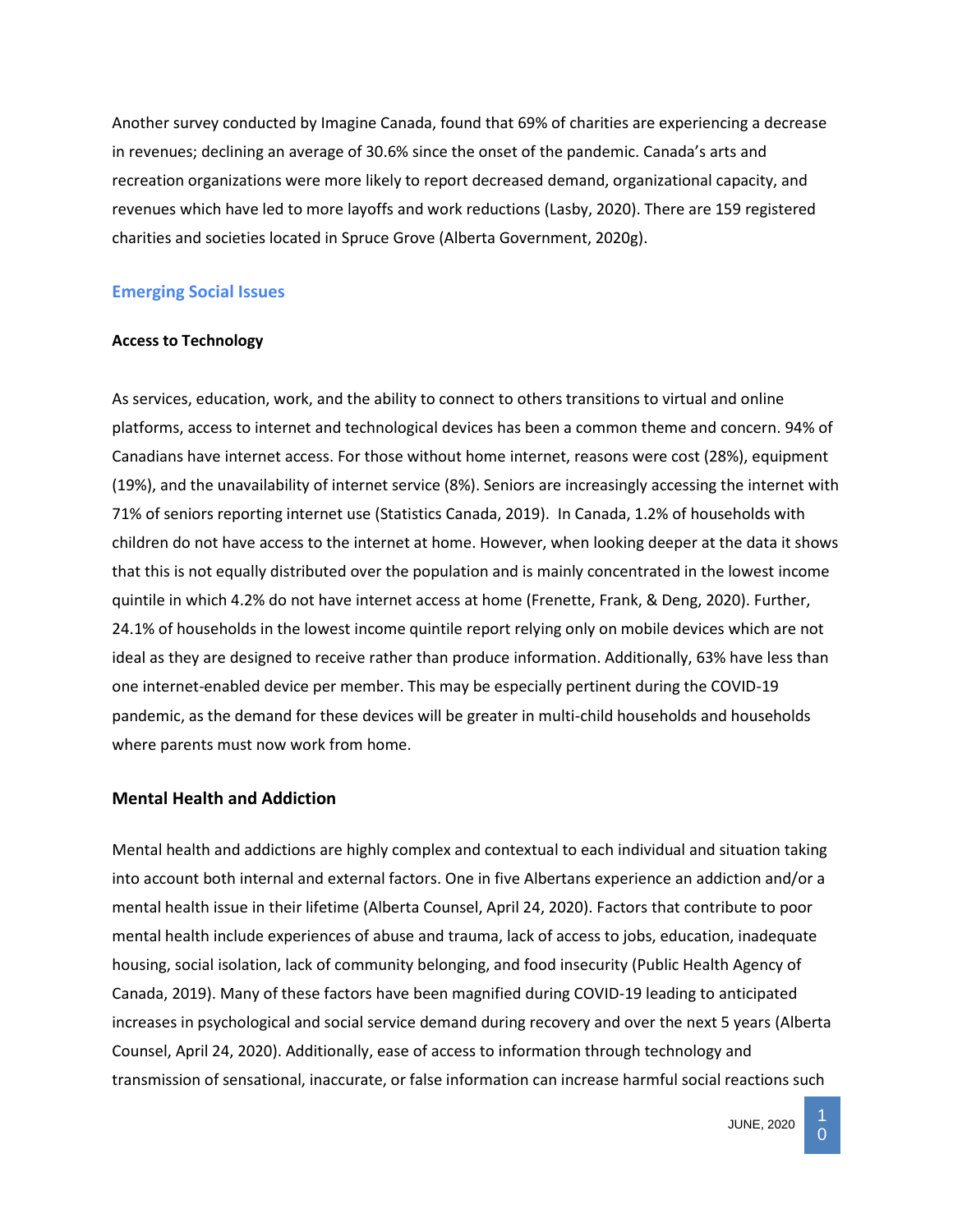Another survey conducted by Imagine Canada, found that 69% of charities are experiencing a decrease in revenues; declining an average of 30.6% since the onset of the pandemic. Canada's arts and recreation organizations were more likely to report decreased demand, organizational capacity, and revenues which have led to more layoffs and work reductions (Lasby, 2020). There are 159 registered charities and societies located in Spruce Grove (Alberta Government, 2020g).

## Emerging Social Issues

### Access to Technology

As services, education, work, and the ability to connect to others transitions to virtual and online platforms, access to internet and technological devices has been a common theme and concern. 94% of Canadians have internet access. For those without home internet, reasons were cost (28%), equipment (19%), and the unavailability of internet service (8%). Seniors are increasingly accessing the internet with 71% of seniors reporting internet use (Statistics Canada, 2019). In Canada, 1.2% of households with children do not have access to the internet at home. However, when looking deeper at the data it shows that this is not equally distributed over the population and is mainly concentrated in the lowest income quintile in which 4.2% do not have internet access at home (Frenette, Frank, & Deng, 2020). Further, 24.1% of households in the lowest income quintile report relying only on mobile devices which are not ideal as they are designed to receive rather than produce information. Additionally, 63% have less than one internet-enabled device per member. This may be especially pertinent during the COVID-19 pandemic, as the demand for these devices will be greater in multi-child households and households where parents must now work from home.

### Mental Health and Addiction

Mental health and addictions are highly complex and contextual to each individual and situation taking into account both internal and external factors. One in five Albertans experience an addiction and/or a mental health issue in their lifetime (Alberta Counsel, April 24, 2020). Factors that contribute to poor mental health include experiences of abuse and trauma, lack of access to jobs, education, inadequate housing, social isolation, lack of community belonging, and food insecurity (Public Health Agency of Canada, 2019). Many of these factors have been magnified during COVID-19 leading to anticipated increases in psychological and social service demand during recovery and over the next 5 years (Alberta Counsel, April 24, 2020). Additionally, ease of access to information through technology and transmission of sensational, inaccurate, or false information can increase harmful social reactions such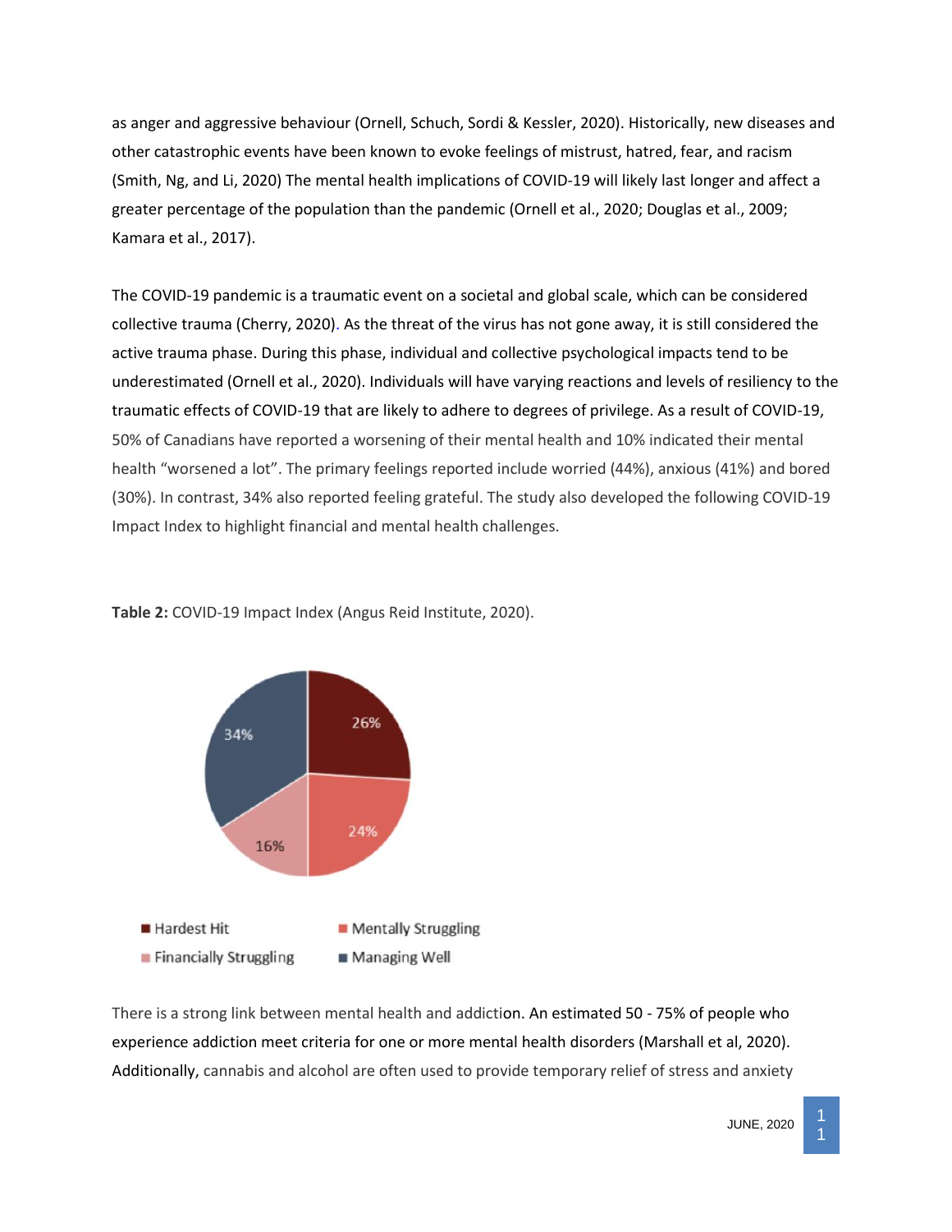as anger and aggressive behaviour (Ornell, Schuch, Sordi & Kessler, 2020). Historically, new diseases and other catastrophic events have been known to evoke feelings of mistrust, hatred, fear, and racism (Smith, Ng, and Li, 2020) The mental health implications of COVID-19 will likely last longer and affect a greater percentage of the population than the pandemic (Ornell et al., 2020; Douglas et al., 2009; Kamara et al., 2017).

The COVID-19 pandemic is a traumatic event on a societal and global scale, which can be considered collective trauma (Cherry, 2020). As the threat of the virus has not gone away, it is still considered the active trauma phase. During this phase, individual and collective psychological impacts tend to be underestimated (Ornell et al., 2020). Individuals will have varying reactions and levels of resiliency to the traumatic effects of COVID-19 that are likely to adhere to degrees of privilege. As a result of COVID-19, 50% of Canadians have reported a worsening of their mental health and 10% indicated their mental health "worsened a lot". The primary feelings reported include worried (44%), anxious (41%) and bored (30%). In contrast, 34% also reported feeling grateful. The study also developed the following COVID-19 Impact Index to highlight financial and mental health challenges.

**Table 2:** COVID-19 Impact Index (Angus Reid Institute, 2020).

| Category | Percentage |
|---|---|
| Hardest Hit | 26% |
| Mentally Struggling | 24% |
| Financially Struggling | 16% |
| Managing Well | 34% |

There is a strong link between mental health and addiction. An estimated 50 - 75% of people who experience addiction meet criteria for one or more mental health disorders (Marshall et al, 2020). Additionally, cannabis and alcohol are often used to provide temporary relief of stress and anxiety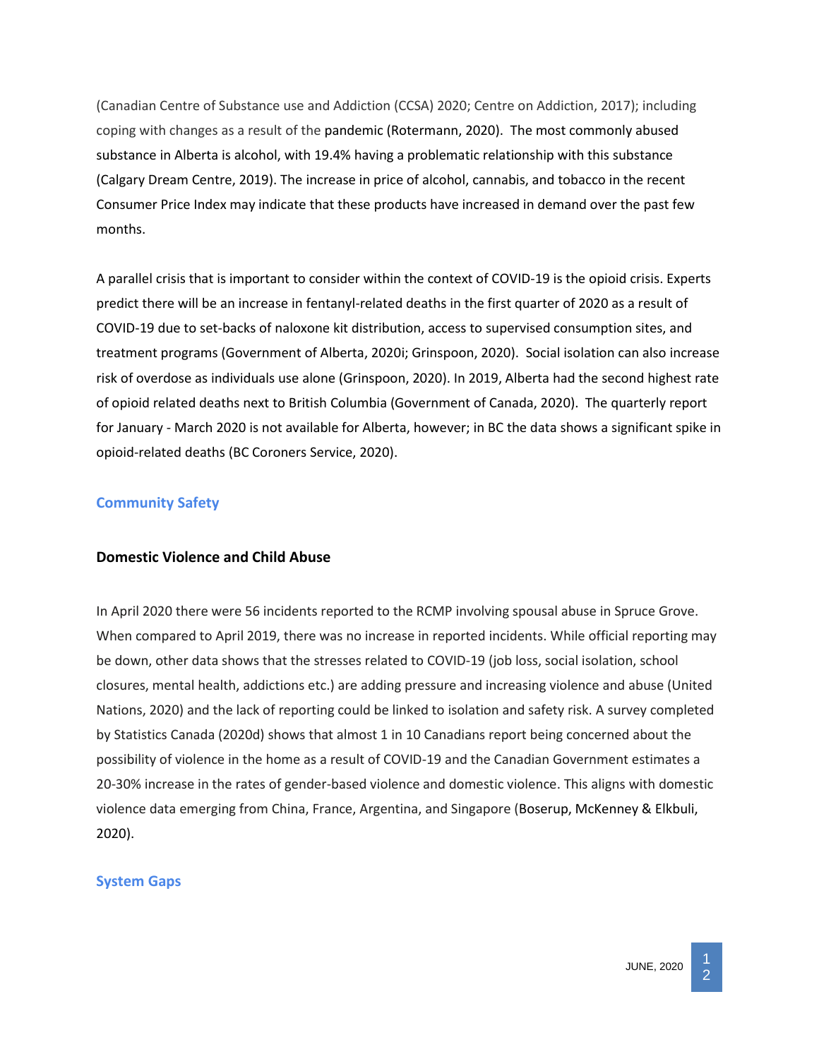(Canadian Centre of Substance use and Addiction (CCSA) 2020; Centre on Addiction, 2017); including coping with changes as a result of the pandemic (Rotermann, 2020). The most commonly abused substance in Alberta is alcohol, with 19.4% having a problematic relationship with this substance (Calgary Dream Centre, 2019). The increase in price of alcohol, cannabis, and tobacco in the recent Consumer Price Index may indicate that these products have increased in demand over the past few months.

A parallel crisis that is important to consider within the context of COVID-19 is the opioid crisis. Experts predict there will be an increase in fentanyl-related deaths in the first quarter of 2020 as a result of COVID-19 due to set-backs of naloxone kit distribution, access to supervised consumption sites, and treatment programs (Government of Alberta, 2020i; Grinspoon, 2020). Social isolation can also increase risk of overdose as individuals use alone (Grinspoon, 2020). In 2019, Alberta had the second highest rate of opioid related deaths next to British Columbia (Government of Canada, 2020). The quarterly report for January - March 2020 is not available for Alberta, however; in BC the data shows a significant spike in opioid-related deaths (BC Coroners Service, 2020).

## Community Safety

### Domestic Violence and Child Abuse

In April 2020 there were 56 incidents reported to the RCMP involving spousal abuse in Spruce Grove. When compared to April 2019, there was no increase in reported incidents. While official reporting may be down, other data shows that the stresses related to COVID-19 (job loss, social isolation, school closures, mental health, addictions etc.) are adding pressure and increasing violence and abuse (United Nations, 2020) and the lack of reporting could be linked to isolation and safety risk. A survey completed by Statistics Canada (2020d) shows that almost 1 in 10 Canadians report being concerned about the possibility of violence in the home as a result of COVID-19 and the Canadian Government estimates a 20-30% increase in the rates of gender-based violence and domestic violence. This aligns with domestic violence data emerging from China, France, Argentina, and Singapore (Boserup, McKenney & Elkbuli, 2020).

## System Gaps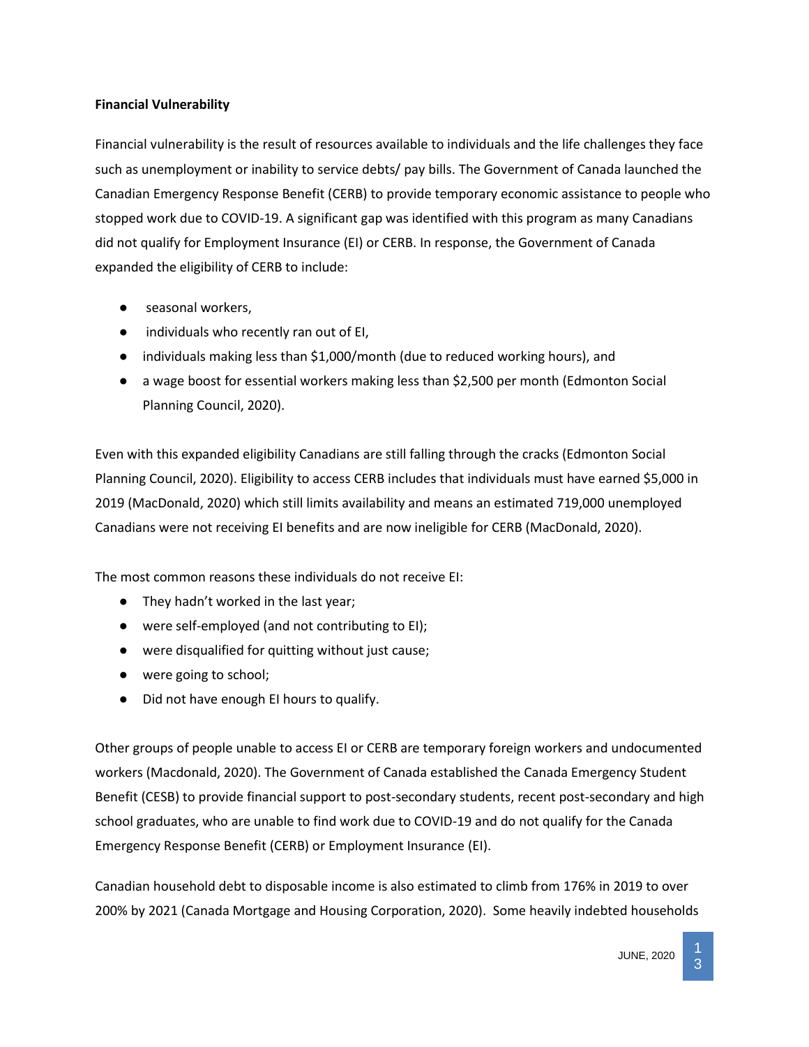**Financial Vulnerability**

Financial vulnerability is the result of resources available to individuals and the life challenges they face such as unemployment or inability to service debts/ pay bills. The Government of Canada launched the Canadian Emergency Response Benefit (CERB) to provide temporary economic assistance to people who stopped work due to COVID-19. A significant gap was identified with this program as many Canadians did not qualify for Employment Insurance (EI) or CERB. In response, the Government of Canada expanded the eligibility of CERB to include:

- seasonal workers,
- individuals who recently ran out of EI,
- individuals making less than $1,000/month (due to reduced working hours), and
- a wage boost for essential workers making less than $2,500 per month (Edmonton Social Planning Council, 2020).

Even with this expanded eligibility Canadians are still falling through the cracks (Edmonton Social Planning Council, 2020). Eligibility to access CERB includes that individuals must have earned $5,000 in 2019 (MacDonald, 2020) which still limits availability and means an estimated 719,000 unemployed Canadians were not receiving EI benefits and are now ineligible for CERB (MacDonald, 2020).

The most common reasons these individuals do not receive EI:

- They hadn't worked in the last year;
- were self-employed (and not contributing to EI);
- were disqualified for quitting without just cause;
- were going to school;
- Did not have enough EI hours to qualify.

Other groups of people unable to access EI or CERB are temporary foreign workers and undocumented workers (Macdonald, 2020). The Government of Canada established the Canada Emergency Student Benefit (CESB) to provide financial support to post-secondary students, recent post-secondary and high school graduates, who are unable to find work due to COVID-19 and do not qualify for the Canada Emergency Response Benefit (CERB) or Employment Insurance (EI).

Canadian household debt to disposable income is also estimated to climb from 176% in 2019 to over 200% by 2021 (Canada Mortgage and Housing Corporation, 2020). Some heavily indebted households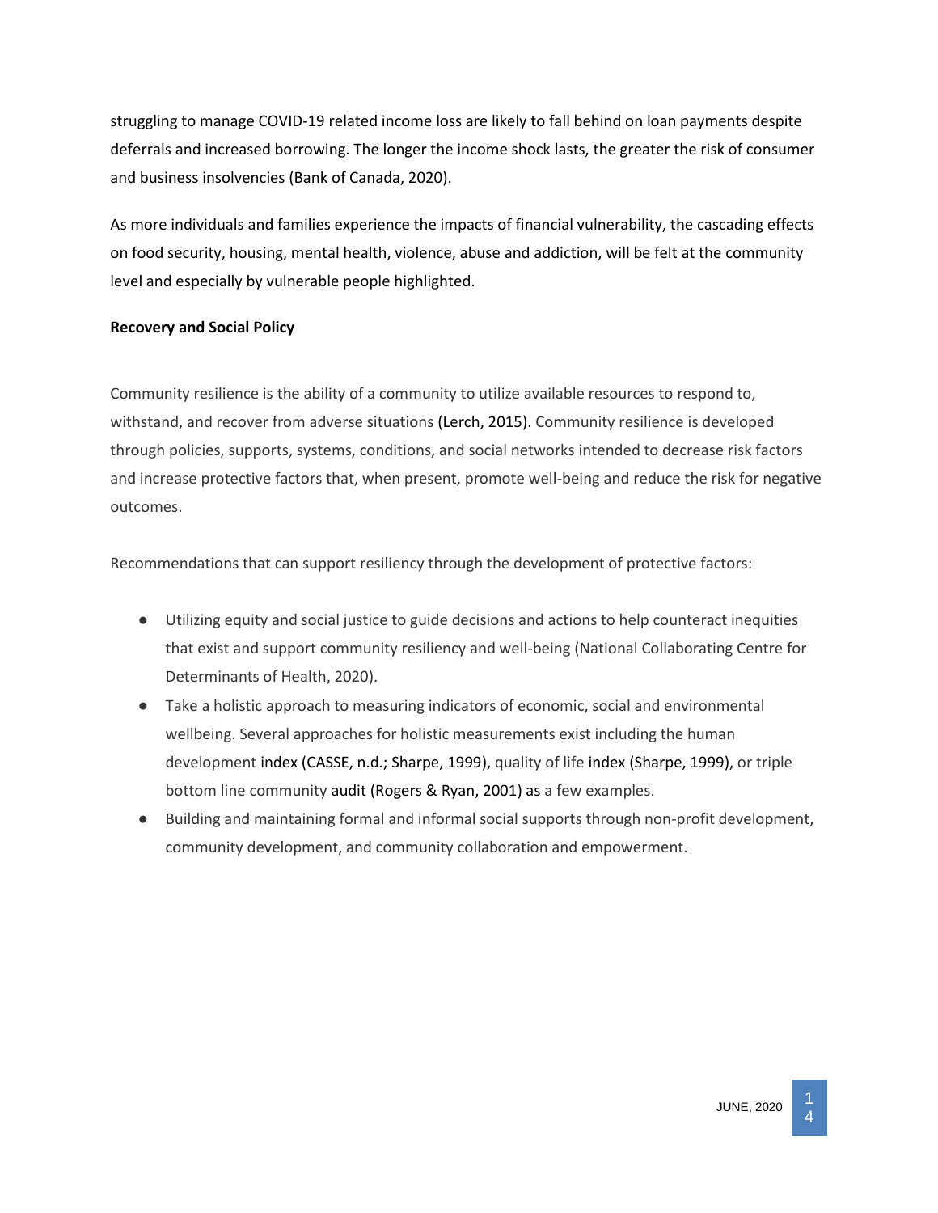struggling to manage COVID-19 related income loss are likely to fall behind on loan payments despite deferrals and increased borrowing. The longer the income shock lasts, the greater the risk of consumer and business insolvencies (Bank of Canada, 2020).

As more individuals and families experience the impacts of financial vulnerability, the cascading effects on food security, housing, mental health, violence, abuse and addiction, will be felt at the community level and especially by vulnerable people highlighted.

**Recovery and Social Policy**

Community resilience is the ability of a community to utilize available resources to respond to, withstand, and recover from adverse situations (Lerch, 2015). Community resilience is developed through policies, supports, systems, conditions, and social networks intended to decrease risk factors and increase protective factors that, when present, promote well-being and reduce the risk for negative outcomes.

Recommendations that can support resiliency through the development of protective factors:

- Utilizing equity and social justice to guide decisions and actions to help counteract inequities that exist and support community resiliency and well-being (National Collaborating Centre for Determinants of Health, 2020).
- Take a holistic approach to measuring indicators of economic, social and environmental wellbeing. Several approaches for holistic measurements exist including the human development index (CASSE, n.d.; Sharpe, 1999), quality of life index (Sharpe, 1999), or triple bottom line community audit (Rogers & Ryan, 2001) as a few examples.
- Building and maintaining formal and informal social supports through non-profit development, community development, and community collaboration and empowerment.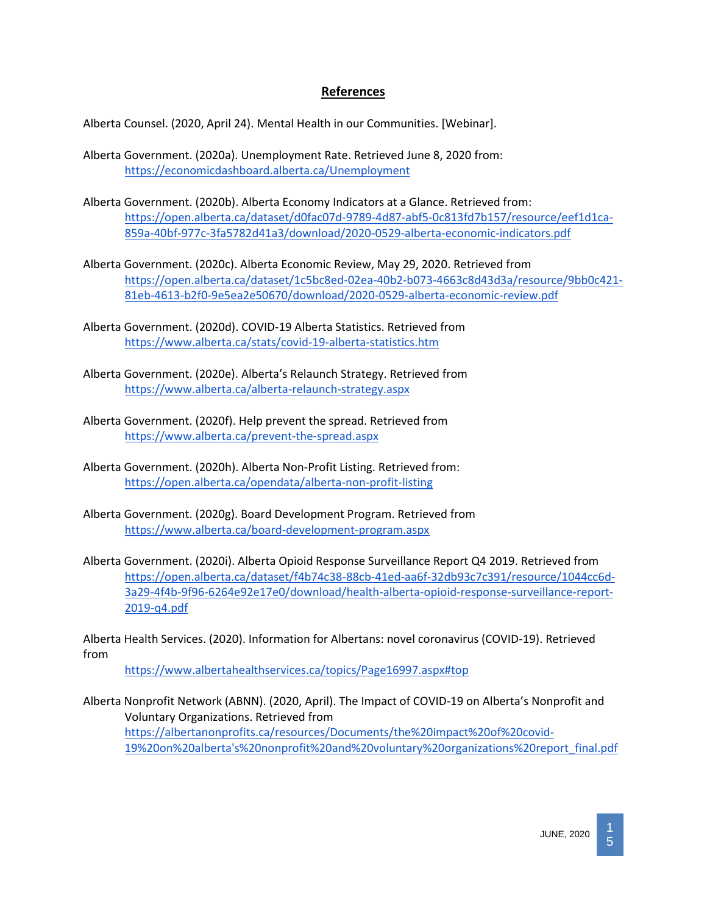## References

Alberta Counsel. (2020, April 24). Mental Health in our Communities. [Webinar].

Alberta Government. (2020a). Unemployment Rate. Retrieved June 8, 2020 from: https://economicdashboard.alberta.ca/Unemployment

Alberta Government. (2020b). Alberta Economy Indicators at a Glance. Retrieved from: https://open.alberta.ca/dataset/d0fac07d-9789-4d87-abf5-0c813fd7b157/resource/eef1d1ca-859a-40bf-977c-3fa5782d41a3/download/2020-0529-alberta-economic-indicators.pdf

Alberta Government. (2020c). Alberta Economic Review, May 29, 2020. Retrieved from https://open.alberta.ca/dataset/1c5bc8ed-02ea-40b2-b073-4663c8d43d3a/resource/9bb0c421-81eb-4613-b2f0-9e5ea2e50670/download/2020-0529-alberta-economic-review.pdf

Alberta Government. (2020d). COVID-19 Alberta Statistics. Retrieved from https://www.alberta.ca/stats/covid-19-alberta-statistics.htm

Alberta Government. (2020e). Alberta's Relaunch Strategy. Retrieved from https://www.alberta.ca/alberta-relaunch-strategy.aspx

Alberta Government. (2020f). Help prevent the spread. Retrieved from https://www.alberta.ca/prevent-the-spread.aspx

Alberta Government. (2020h). Alberta Non-Profit Listing. Retrieved from: https://open.alberta.ca/opendata/alberta-non-profit-listing

Alberta Government. (2020g). Board Development Program. Retrieved from https://www.alberta.ca/board-development-program.aspx

Alberta Government. (2020i). Alberta Opioid Response Surveillance Report Q4 2019. Retrieved from https://open.alberta.ca/dataset/f4b74c38-88cb-41ed-aa6f-32db93c7c391/resource/1044cc6d-3a29-4f4b-9f96-6264e92e17e0/download/health-alberta-opioid-response-surveillance-report-2019-q4.pdf

Alberta Health Services. (2020). Information for Albertans: novel coronavirus (COVID-19). Retrieved from https://www.albertahealthservices.ca/topics/Page16997.aspx#top

Alberta Nonprofit Network (ABNN). (2020, April). The Impact of COVID-19 on Alberta's Nonprofit and Voluntary Organizations. Retrieved from https://albertanonprofits.ca/resources/Documents/the%20impact%20of%20covid-19%20on%20alberta's%20nonprofit%20and%20voluntary%20organizations%20report_final.pdf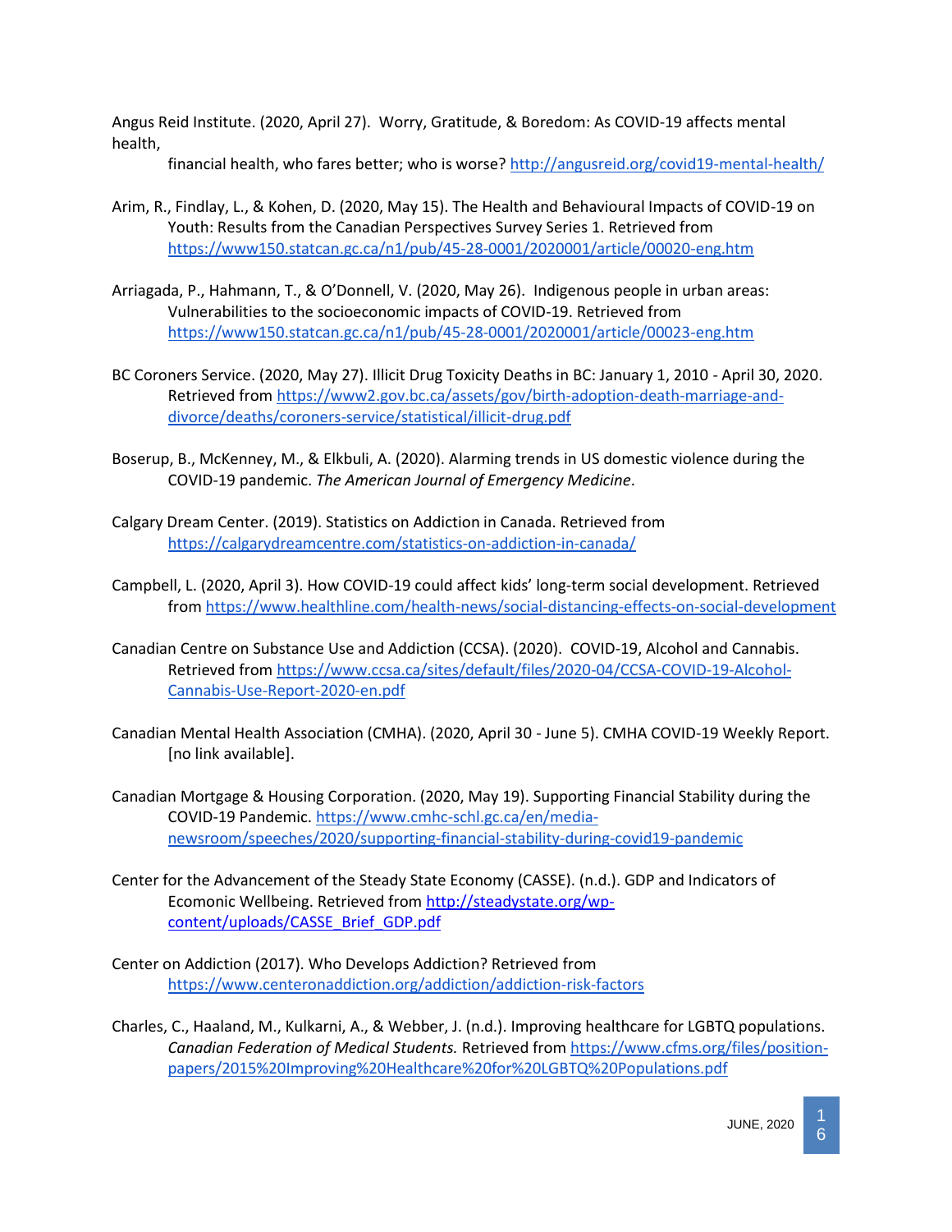Angus Reid Institute. (2020, April 27). Worry, Gratitude, & Boredom: As COVID-19 affects mental health, financial health, who fares better; who is worse? http://angusreid.org/covid19-mental-health/

Arim, R., Findlay, L., & Kohen, D. (2020, May 15). The Health and Behavioural Impacts of COVID-19 on Youth: Results from the Canadian Perspectives Survey Series 1. Retrieved from https://www150.statcan.gc.ca/n1/pub/45-28-0001/2020001/article/00020-eng.htm

Arriagada, P., Hahmann, T., & O'Donnell, V. (2020, May 26). Indigenous people in urban areas: Vulnerabilities to the socioeconomic impacts of COVID-19. Retrieved from https://www150.statcan.gc.ca/n1/pub/45-28-0001/2020001/article/00023-eng.htm

BC Coroners Service. (2020, May 27). Illicit Drug Toxicity Deaths in BC: January 1, 2010 - April 30, 2020. Retrieved from https://www2.gov.bc.ca/assets/gov/birth-adoption-death-marriage-and-divorce/deaths/coroners-service/statistical/illicit-drug.pdf

Boserup, B., McKenney, M., & Elkbuli, A. (2020). Alarming trends in US domestic violence during the COVID-19 pandemic. *The American Journal of Emergency Medicine*.

Calgary Dream Center. (2019). Statistics on Addiction in Canada. Retrieved from https://calgarydreamcentre.com/statistics-on-addiction-in-canada/

Campbell, L. (2020, April 3). How COVID-19 could affect kids' long-term social development. Retrieved from https://www.healthline.com/health-news/social-distancing-effects-on-social-development

Canadian Centre on Substance Use and Addiction (CCSA). (2020). COVID-19, Alcohol and Cannabis. Retrieved from https://www.ccsa.ca/sites/default/files/2020-04/CCSA-COVID-19-Alcohol-Cannabis-Use-Report-2020-en.pdf

Canadian Mental Health Association (CMHA). (2020, April 30 - June 5). CMHA COVID-19 Weekly Report. [no link available].

Canadian Mortgage & Housing Corporation. (2020, May 19). Supporting Financial Stability during the COVID-19 Pandemic. https://www.cmhc-schl.gc.ca/en/media-newsroom/speeches/2020/supporting-financial-stability-during-covid19-pandemic

Center for the Advancement of the Steady State Economy (CASSE). (n.d.). GDP and Indicators of Ecomonic Wellbeing. Retrieved from http://steadystate.org/wp-content/uploads/CASSE_Brief_GDP.pdf

Center on Addiction (2017). Who Develops Addiction? Retrieved from https://www.centeronaddiction.org/addiction/addiction-risk-factors

Charles, C., Haaland, M., Kulkarni, A., & Webber, J. (n.d.). Improving healthcare for LGBTQ populations. *Canadian Federation of Medical Students.* Retrieved from https://www.cfms.org/files/position-papers/2015%20Improving%20Healthcare%20for%20LGBTQ%20Populations.pdf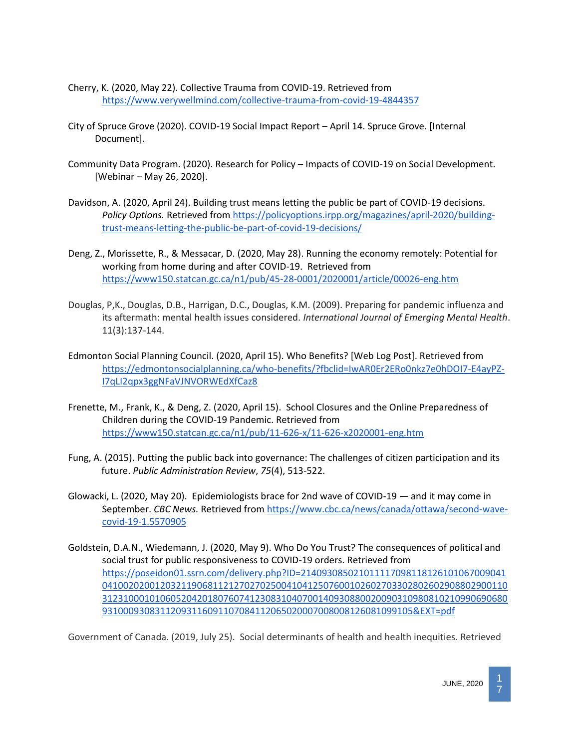Cherry, K. (2020, May 22). Collective Trauma from COVID-19. Retrieved from https://www.verywellmind.com/collective-trauma-from-covid-19-4844357

City of Spruce Grove (2020). COVID-19 Social Impact Report – April 14. Spruce Grove. [Internal Document].

Community Data Program. (2020). Research for Policy – Impacts of COVID-19 on Social Development. [Webinar – May 26, 2020].

Davidson, A. (2020, April 24). Building trust means letting the public be part of COVID-19 decisions. *Policy Options.* Retrieved from https://policyoptions.irpp.org/magazines/april-2020/building-trust-means-letting-the-public-be-part-of-covid-19-decisions/

Deng, Z., Morissette, R., & Messacar, D. (2020, May 28). Running the economy remotely: Potential for working from home during and after COVID-19. Retrieved from https://www150.statcan.gc.ca/n1/pub/45-28-0001/2020001/article/00026-eng.htm

Douglas, P,K., Douglas, D.B., Harrigan, D.C., Douglas, K.M. (2009). Preparing for pandemic influenza and its aftermath: mental health issues considered. *International Journal of Emerging Mental Health*. 11(3):137-144.

Edmonton Social Planning Council. (2020, April 15). Who Benefits? [Web Log Post]. Retrieved from https://edmontonsocialplanning.ca/who-benefits/?fbclid=IwAR0Er2ERo0nkz7e0hDOI7-E4ayPZ-I7qLI2qpx3ggNFaVJNVORWEdXfCaz8

Frenette, M., Frank, K., & Deng, Z. (2020, April 15). School Closures and the Online Preparedness of Children during the COVID-19 Pandemic. Retrieved from https://www150.statcan.gc.ca/n1/pub/11-626-x/11-626-x2020001-eng.htm

Fung, A. (2015). Putting the public back into governance: The challenges of citizen participation and its future. *Public Administration Review*, *75*(4), 513-522.

Glowacki, L. (2020, May 20). Epidemiologists brace for 2nd wave of COVID-19 — and it may come in September. *CBC News.* Retrieved from https://www.cbc.ca/news/canada/ottawa/second-wave-covid-19-1.5570905

Goldstein, D.A.N., Wiedemann, J. (2020, May 9). Who Do You Trust? The consequences of political and social trust for public responsiveness to COVID-19 orders. Retrieved from https://poseidon01.ssrn.com/delivery.php?ID=214093085021011117098118126101067009041041002020012032119068112127027025004104125076001026027033028026029088029001103123100010106052042018076074123083104070014093088002009031098081021099069068093100093083112093116091107084112065020007008008126081099105&EXT=pdf

Government of Canada. (2019, July 25). Social determinants of health and health inequities. Retrieved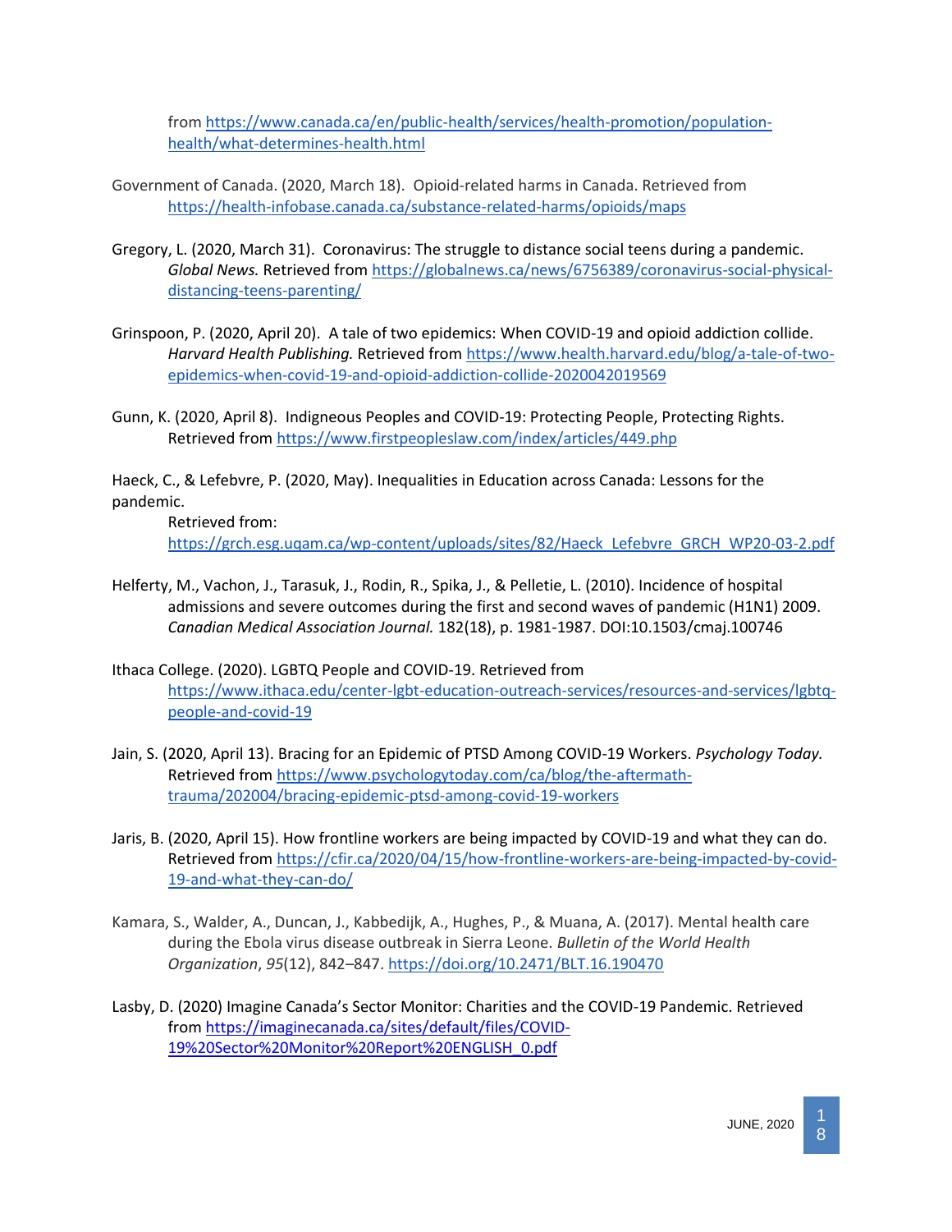from https://www.canada.ca/en/public-health/services/health-promotion/population-health/what-determines-health.html

Government of Canada. (2020, March 18). Opioid-related harms in Canada. Retrieved from https://health-infobase.canada.ca/substance-related-harms/opioids/maps

Gregory, L. (2020, March 31). Coronavirus: The struggle to distance social teens during a pandemic. *Global News.* Retrieved from https://globalnews.ca/news/6756389/coronavirus-social-physical-distancing-teens-parenting/

Grinspoon, P. (2020, April 20). A tale of two epidemics: When COVID-19 and opioid addiction collide. *Harvard Health Publishing.* Retrieved from https://www.health.harvard.edu/blog/a-tale-of-two-epidemics-when-covid-19-and-opioid-addiction-collide-2020042019569

Gunn, K. (2020, April 8). Indigneous Peoples and COVID-19: Protecting People, Protecting Rights. Retrieved from https://www.firstpeopleslaw.com/index/articles/449.php

Haeck, C., & Lefebvre, P. (2020, May). Inequalities in Education across Canada: Lessons for the pandemic.
Retrieved from: https://grch.esg.uqam.ca/wp-content/uploads/sites/82/Haeck_Lefebvre_GRCH_WP20-03-2.pdf

Helferty, M., Vachon, J., Tarasuk, J., Rodin, R., Spika, J., & Pelletie, L. (2010). Incidence of hospital admissions and severe outcomes during the first and second waves of pandemic (H1N1) 2009. *Canadian Medical Association Journal.* 182(18), p. 1981-1987. DOI:10.1503/cmaj.100746

Ithaca College. (2020). LGBTQ People and COVID-19. Retrieved from https://www.ithaca.edu/center-lgbt-education-outreach-services/resources-and-services/lgbtq-people-and-covid-19

Jain, S. (2020, April 13). Bracing for an Epidemic of PTSD Among COVID-19 Workers. *Psychology Today.* Retrieved from https://www.psychologytoday.com/ca/blog/the-aftermath-trauma/202004/bracing-epidemic-ptsd-among-covid-19-workers

Jaris, B. (2020, April 15). How frontline workers are being impacted by COVID-19 and what they can do. Retrieved from https://cfir.ca/2020/04/15/how-frontline-workers-are-being-impacted-by-covid-19-and-what-they-can-do/

Kamara, S., Walder, A., Duncan, J., Kabbedijk, A., Hughes, P., & Muana, A. (2017). Mental health care during the Ebola virus disease outbreak in Sierra Leone. *Bulletin of the World Health Organization*, *95*(12), 842–847. https://doi.org/10.2471/BLT.16.190470

Lasby, D. (2020) Imagine Canada's Sector Monitor: Charities and the COVID-19 Pandemic. Retrieved from https://imaginecanada.ca/sites/default/files/COVID-19%20Sector%20Monitor%20Report%20ENGLISH_0.pdf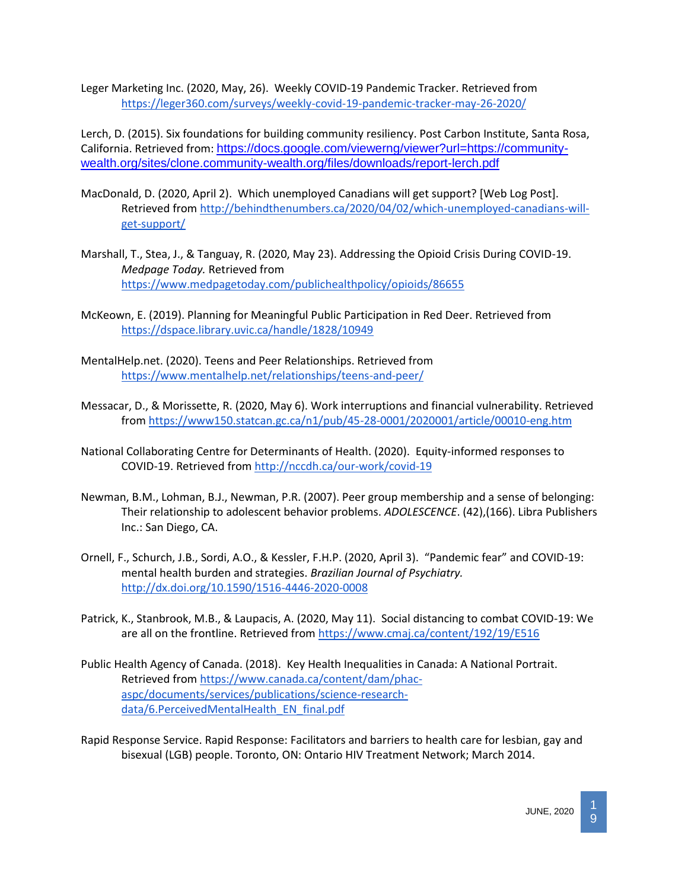Leger Marketing Inc. (2020, May, 26). Weekly COVID-19 Pandemic Tracker. Retrieved from https://leger360.com/surveys/weekly-covid-19-pandemic-tracker-may-26-2020/

Lerch, D. (2015). Six foundations for building community resiliency. Post Carbon Institute, Santa Rosa, California. Retrieved from: https://docs.google.com/viewerng/viewer?url=https://community-wealth.org/sites/clone.community-wealth.org/files/downloads/report-lerch.pdf

MacDonald, D. (2020, April 2). Which unemployed Canadians will get support? [Web Log Post]. Retrieved from http://behindthenumbers.ca/2020/04/02/which-unemployed-canadians-will-get-support/

Marshall, T., Stea, J., & Tanguay, R. (2020, May 23). Addressing the Opioid Crisis During COVID-19. *Medpage Today.* Retrieved from https://www.medpagetoday.com/publichealthpolicy/opioids/86655

McKeown, E. (2019). Planning for Meaningful Public Participation in Red Deer. Retrieved from https://dspace.library.uvic.ca/handle/1828/10949

MentalHelp.net. (2020). Teens and Peer Relationships. Retrieved from https://www.mentalhelp.net/relationships/teens-and-peer/

Messacar, D., & Morissette, R. (2020, May 6). Work interruptions and financial vulnerability. Retrieved from https://www150.statcan.gc.ca/n1/pub/45-28-0001/2020001/article/00010-eng.htm

National Collaborating Centre for Determinants of Health. (2020). Equity-informed responses to COVID-19. Retrieved from http://nccdh.ca/our-work/covid-19

Newman, B.M., Lohman, B.J., Newman, P.R. (2007). Peer group membership and a sense of belonging: Their relationship to adolescent behavior problems. *ADOLESCENCE*. (42),(166). Libra Publishers Inc.: San Diego, CA.

Ornell, F., Schurch, J.B., Sordi, A.O., & Kessler, F.H.P. (2020, April 3). "Pandemic fear" and COVID-19: mental health burden and strategies. *Brazilian Journal of Psychiatry.* http://dx.doi.org/10.1590/1516-4446-2020-0008

Patrick, K., Stanbrook, M.B., & Laupacis, A. (2020, May 11). Social distancing to combat COVID-19: We are all on the frontline. Retrieved from https://www.cmaj.ca/content/192/19/E516

Public Health Agency of Canada. (2018). Key Health Inequalities in Canada: A National Portrait. Retrieved from https://www.canada.ca/content/dam/phac-aspc/documents/services/publications/science-research-data/6.PerceivedMentalHealth_EN_final.pdf

Rapid Response Service. Rapid Response: Facilitators and barriers to health care for lesbian, gay and bisexual (LGB) people. Toronto, ON: Ontario HIV Treatment Network; March 2014.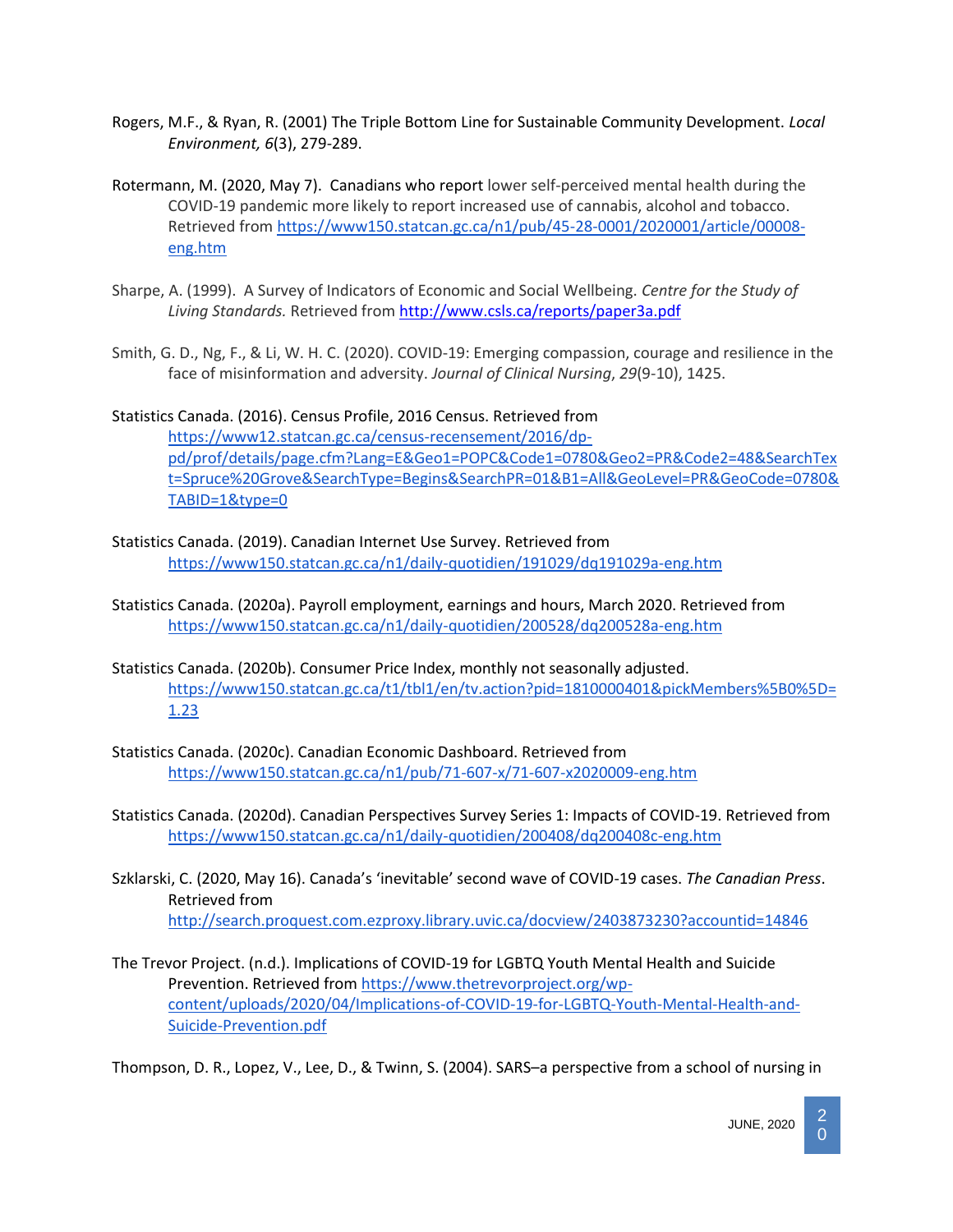Rogers, M.F., & Ryan, R. (2001) The Triple Bottom Line for Sustainable Community Development. *Local Environment, 6*(3), 279-289.

Rotermann, M. (2020, May 7). Canadians who report lower self-perceived mental health during the COVID-19 pandemic more likely to report increased use of cannabis, alcohol and tobacco. Retrieved from https://www150.statcan.gc.ca/n1/pub/45-28-0001/2020001/article/00008-eng.htm

Sharpe, A. (1999). A Survey of Indicators of Economic and Social Wellbeing. *Centre for the Study of Living Standards.* Retrieved from http://www.csls.ca/reports/paper3a.pdf

Smith, G. D., Ng, F., & Li, W. H. C. (2020). COVID-19: Emerging compassion, courage and resilience in the face of misinformation and adversity. *Journal of Clinical Nursing*, *29*(9-10), 1425.

Statistics Canada. (2016). Census Profile, 2016 Census. Retrieved from https://www12.statcan.gc.ca/census-recensement/2016/dp-pd/prof/details/page.cfm?Lang=E&Geo1=POPC&Code1=0780&Geo2=PR&Code2=48&SearchText=Spruce%20Grove&SearchType=Begins&SearchPR=01&B1=All&GeoLevel=PR&GeoCode=0780&TABID=1&type=0

Statistics Canada. (2019). Canadian Internet Use Survey. Retrieved from https://www150.statcan.gc.ca/n1/daily-quotidien/191029/dq191029a-eng.htm

Statistics Canada. (2020a). Payroll employment, earnings and hours, March 2020. Retrieved from https://www150.statcan.gc.ca/n1/daily-quotidien/200528/dq200528a-eng.htm

Statistics Canada. (2020b). Consumer Price Index, monthly not seasonally adjusted. https://www150.statcan.gc.ca/t1/tbl1/en/tv.action?pid=1810000401&pickMembers%5B0%5D=1.23

Statistics Canada. (2020c). Canadian Economic Dashboard. Retrieved from https://www150.statcan.gc.ca/n1/pub/71-607-x/71-607-x2020009-eng.htm

Statistics Canada. (2020d). Canadian Perspectives Survey Series 1: Impacts of COVID-19. Retrieved from https://www150.statcan.gc.ca/n1/daily-quotidien/200408/dq200408c-eng.htm

Szklarski, C. (2020, May 16). Canada's 'inevitable' second wave of COVID-19 cases. *The Canadian Press*. Retrieved from http://search.proquest.com.ezproxy.library.uvic.ca/docview/2403873230?accountid=14846

The Trevor Project. (n.d.). Implications of COVID-19 for LGBTQ Youth Mental Health and Suicide Prevention. Retrieved from https://www.thetrevorproject.org/wp-content/uploads/2020/04/Implications-of-COVID-19-for-LGBTQ-Youth-Mental-Health-and-Suicide-Prevention.pdf

Thompson, D. R., Lopez, V., Lee, D., & Twinn, S. (2004). SARS–a perspective from a school of nursing in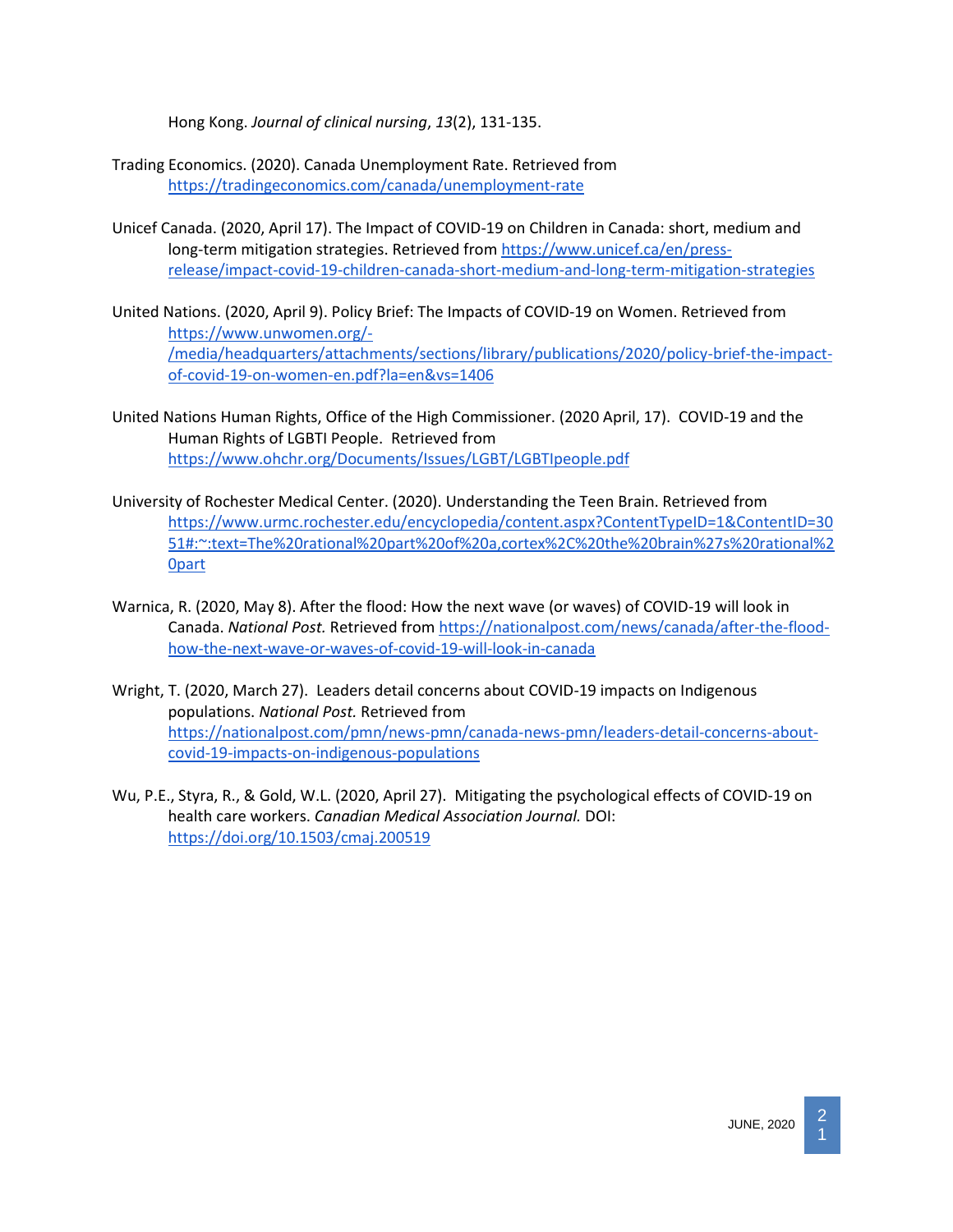Hong Kong. *Journal of clinical nursing*, *13*(2), 131-135.

Trading Economics. (2020). Canada Unemployment Rate. Retrieved from https://tradingeconomics.com/canada/unemployment-rate

Unicef Canada. (2020, April 17). The Impact of COVID-19 on Children in Canada: short, medium and long-term mitigation strategies. Retrieved from https://www.unicef.ca/en/press-release/impact-covid-19-children-canada-short-medium-and-long-term-mitigation-strategies

United Nations. (2020, April 9). Policy Brief: The Impacts of COVID-19 on Women. Retrieved from https://www.unwomen.org/-/media/headquarters/attachments/sections/library/publications/2020/policy-brief-the-impact-of-covid-19-on-women-en.pdf?la=en&vs=1406

United Nations Human Rights, Office of the High Commissioner. (2020 April, 17). COVID-19 and the Human Rights of LGBTI People. Retrieved from https://www.ohchr.org/Documents/Issues/LGBT/LGBTIpeople.pdf

University of Rochester Medical Center. (2020). Understanding the Teen Brain. Retrieved from https://www.urmc.rochester.edu/encyclopedia/content.aspx?ContentTypeID=1&ContentID=3051#:~:text=The%20rational%20part%20of%20a,cortex%2C%20the%20brain%27s%20rational%20part

Warnica, R. (2020, May 8). After the flood: How the next wave (or waves) of COVID-19 will look in Canada. *National Post.* Retrieved from https://nationalpost.com/news/canada/after-the-flood-how-the-next-wave-or-waves-of-covid-19-will-look-in-canada

Wright, T. (2020, March 27). Leaders detail concerns about COVID-19 impacts on Indigenous populations. *National Post.* Retrieved from https://nationalpost.com/pmn/news-pmn/canada-news-pmn/leaders-detail-concerns-about-covid-19-impacts-on-indigenous-populations

Wu, P.E., Styra, R., & Gold, W.L. (2020, April 27). Mitigating the psychological effects of COVID-19 on health care workers. *Canadian Medical Association Journal.* DOI: https://doi.org/10.1503/cmaj.200519